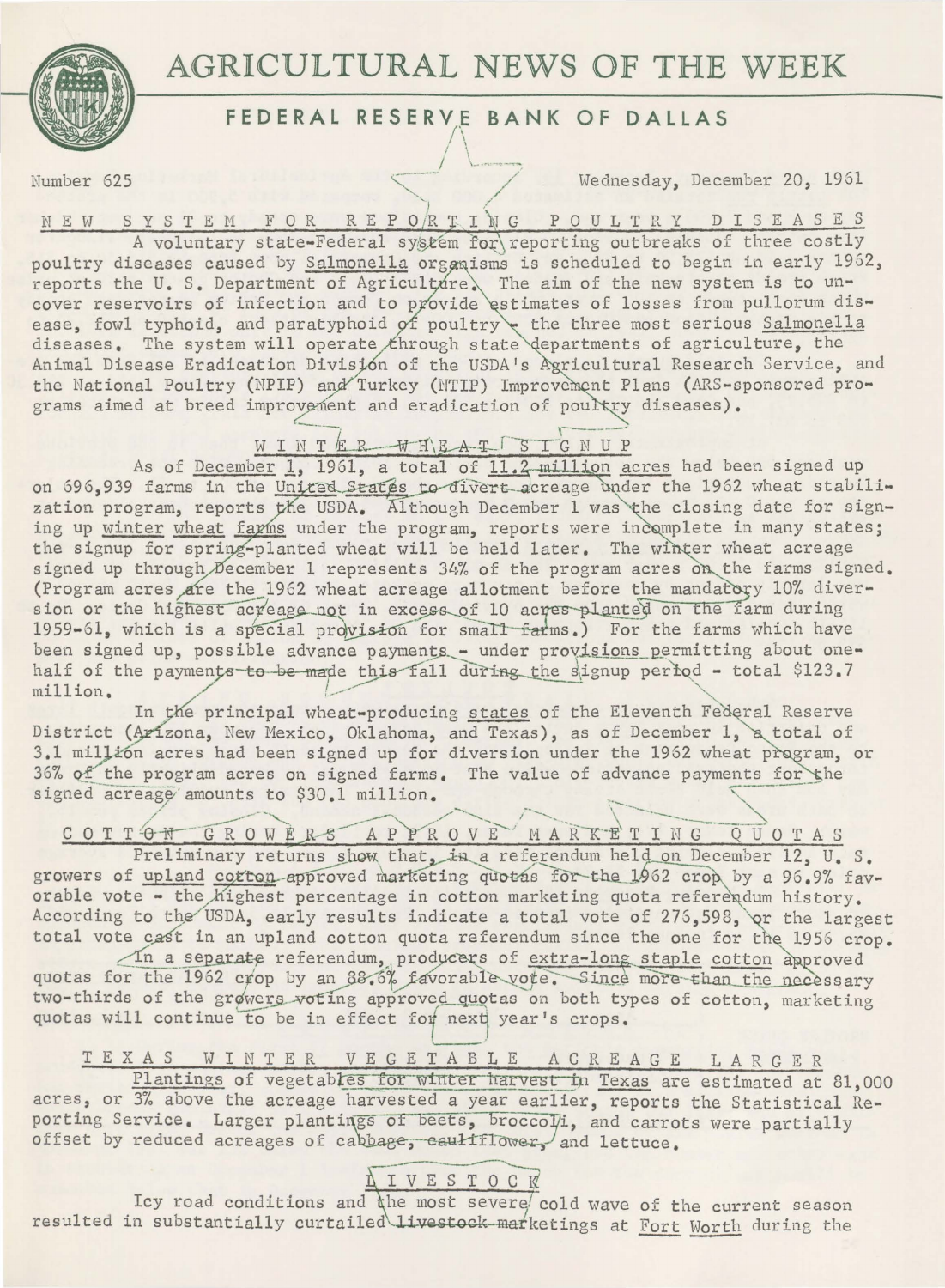# AGRICULTURAL NEWS OF THE WEEK

## FEDERAL RESERVE BANK OF DALLAS

Number 625 — Wednesday, December 20, 1961

### NEW SYSTEM FOR REPORTING POULTRY DISEASES

A voluntary state-Federal system for reporting outbreaks of three costly poultry diseases caused by Salmonella organisms is scheduled to begin in early 1962, reports the U. S. Department of Agriculture. The aim of the new system is to uncover reservoirs of infection and to provide estimates of losses from pullorum disease, fowl typhoid, and paratyphoid of poultry - the three most serious Salmonella diseases. The system will operate through state departments of agriculture, the Animal Disease Eradication Division of the USDA's Agricultural Research Service, and the National Poultry (NPIP) and Turkey (NTIP) Improvement Plans (ARS-sponsored programs aimed at breed improvement and eradication of poultry diseases).

### WINTER WHEAT SIGNUP

As of December 1, 1961, a total of 11.2 million acres had been signed up on 696,939 farms in the United States to divert acreage under the 1962 wheat stabilization program, reports the USDA. Although December 1 was the closing date for signing up winter wheat farms under the program, reports were incomplete in many states; the signup for spring-planted wheat will be held later. The winter wheat acreage signed up through December 1 represents 34% of the program acres on the farms signed. (Program acres are the 1962 wheat acreage allotment before the mandatory 10% diversion or the highest acreage not in excess of 10 acres planted on the farm during 1959-61, which is a special provision for small farms.) For the farms which have been signed up, possible advance payments - under provisions permitting about one-half of the payments to be made this fall during the signup period - total $123.7 million.

In the principal wheat-producing states of the Eleventh Federal Reserve District (Arizona, New Mexico, Oklahoma, and Texas), as of December 1, a total of 3.1 million acres had been signed up for diversion under the 1962 wheat program, or 36% of the program acres on signed farms. The value of advance payments for the signed acreage amounts to $30.1 million.

### COTTON GROWERS APPROVE MARKETING QUOTAS

Preliminary returns show that, in a referendum held on December 12, U. S. growers of upland cotton approved marketing quotas for the 1962 crop by a 96.9% favorable vote - the highest percentage in cotton marketing quota referendum history. According to the USDA, early results indicate a total vote of 276,598, or the largest total vote cast in an upland cotton quota referendum since the one for the 1956 crop.

In a separate referendum, producers of extra-long staple cotton approved quotas for the 1962 crop by an 88.6% favorable vote. Since more than the necessary two-thirds of the growers voting approved quotas on both types of cotton, marketing quotas will continue to be in effect for next year's crops.

### TEXAS WINTER VEGETABLE ACREAGE LARGER

Plantings of vegetables for winter harvest in Texas are estimated at 81,000 acres, or 3% above the acreage harvested a year earlier, reports the Statistical Reporting Service. Larger plantings of beets, broccoli, and carrots were partially offset by reduced acreages of cabbage, cauliflower, and lettuce.

### LIVESTOCK

Icy road conditions and the most severe cold wave of the current season resulted in substantially curtailed livestock marketings at Fort Worth during the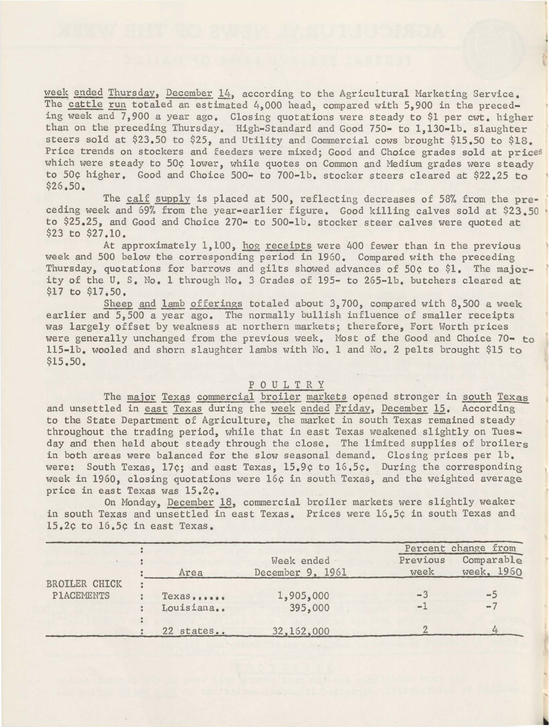week ended Thursday, December 14, according to the Agricultural Marketing Service. The cattle run totaled an estimated 4,000 head, compared with 5,900 in the preceding week and 7,900 a year ago. Closing quotations were steady to $1 per cwt. higher than on the preceding Thursday. High-Standard and Good 750- to 1,130-lb. slaughter steers sold at $23.50 to $25, and Utility and Commercial cows brought $15.50 to $18. Price trends on stockers and feeders were mixed; Good and Choice grades sold at prices which were steady to 50¢ lower, while quotes on Common and Medium grades were steady to 50¢ higher. Good and Choice 500- to 700-lb. stocker steers cleared at $22.25 to $26.50.

The calf supply is placed at 500, reflecting decreases of 58% from the preceding week and 69% from the year-earlier figure. Good killing calves sold at $23.50 to $25.25, and Good and Choice 270- to 500-lb. stocker steer calves were quoted at $23 to $27.10.

At approximately 1,100, hog receipts were 400 fewer than in the previous week and 500 below the corresponding period in 1960. Compared with the preceding Thursday, quotations for barrows and gilts showed advances of 50¢ to $1. The majority of the U. S. No. 1 through No. 3 Grades of 195- to 265-lb. butchers cleared at $17 to $17.50.

Sheep and lamb offerings totaled about 3,700, compared with 8,500 a week earlier and 5,500 a year ago. The normally bullish influence of smaller receipts was largely offset by weakness at northern markets; therefore, Fort Worth prices were generally unchanged from the previous week. Most of the Good and Choice 70- to 115-lb. wooled and shorn slaughter lambs with No. 1 and No. 2 pelts brought $15 to $15.50.

## POULTRY

The major Texas commercial broiler markets opened stronger in south Texas and unsettled in east Texas during the week ended Friday, December 15. According to the State Department of Agriculture, the market in south Texas remained steady throughout the trading period, while that in east Texas weakened slightly on Tuesday and then held about steady through the close. The limited supplies of broilers in both areas were balanced for the slow seasonal demand. Closing prices per lb. were: South Texas, 17¢; and east Texas, 15.9¢ to 16.5¢. During the corresponding week in 1960, closing quotations were 16¢ in south Texas, and the weighted average price in east Texas was 15.2¢.

On Monday, December 18, commercial broiler markets were slightly weaker in south Texas and unsettled in east Texas. Prices were 16.5¢ in south Texas and 15.2¢ to 16.5¢ in east Texas.

| | | | Percent change from | |
|---|---|---|---|---|
| | Area | Week ended December 9, 1961 | Previous week | Comparable week, 1960 |
| BROILER CHICK PLACEMENTS | Texas...... | 1,905,000 | -3 | -5 |
| | Louisiana.. | 395,000 | -1 | -7 |
| | 22 states.. | 32,162,000 | 2 | 4 |